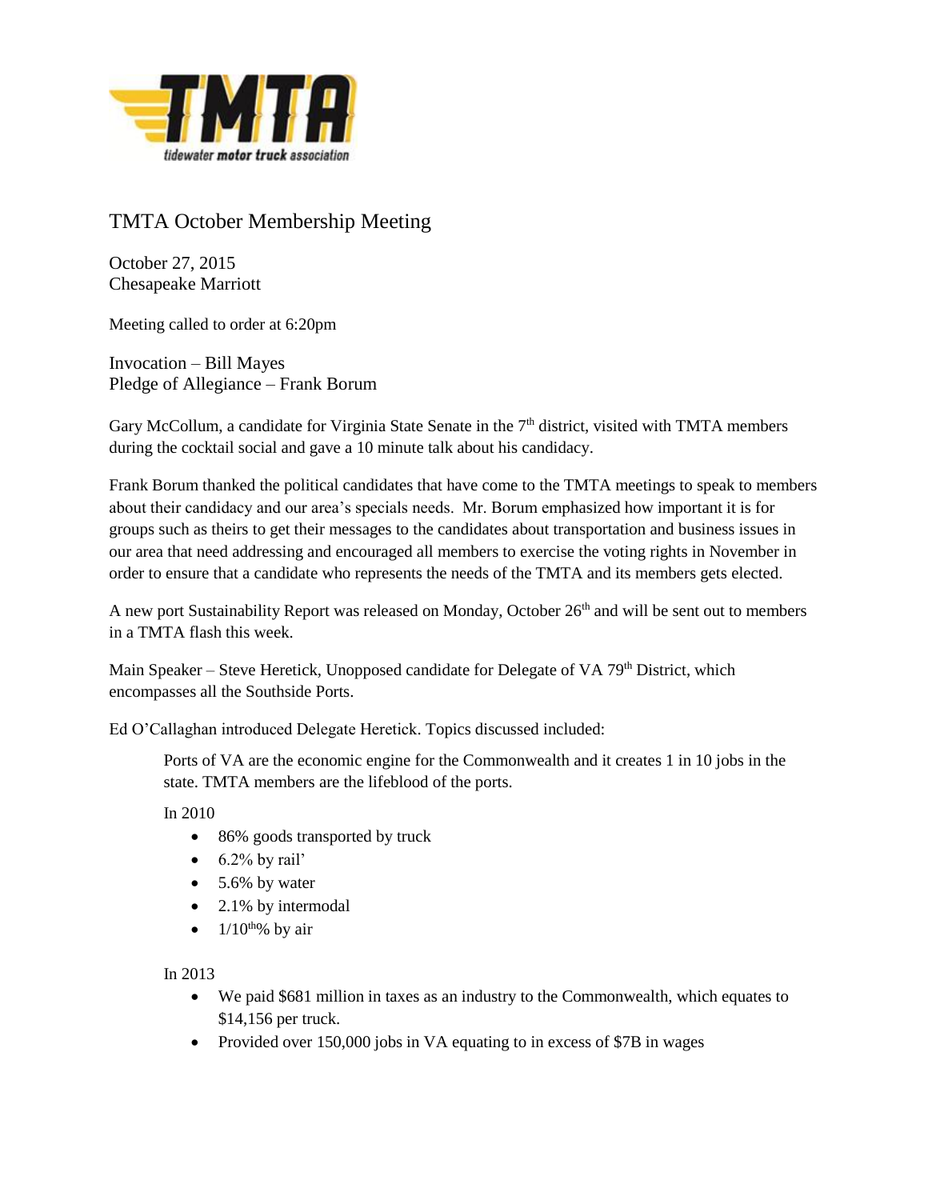# TMTA October Membership Meeting

October 27, 2015
Chesapeake Marriott

Meeting called to order at 6:20pm

Invocation – Bill Mayes
Pledge of Allegiance – Frank Borum

Gary McCollum, a candidate for Virginia State Senate in the 7th district, visited with TMTA members during the cocktail social and gave a 10 minute talk about his candidacy.

Frank Borum thanked the political candidates that have come to the TMTA meetings to speak to members about their candidacy and our area's specials needs. Mr. Borum emphasized how important it is for groups such as theirs to get their messages to the candidates about transportation and business issues in our area that need addressing and encouraged all members to exercise the voting rights in November in order to ensure that a candidate who represents the needs of the TMTA and its members gets elected.

A new port Sustainability Report was released on Monday, October 26th and will be sent out to members in a TMTA flash this week.

Main Speaker – Steve Heretick, Unopposed candidate for Delegate of VA 79th District, which encompasses all the Southside Ports.

Ed O'Callaghan introduced Delegate Heretick. Topics discussed included:

> Ports of VA are the economic engine for the Commonwealth and it creates 1 in 10 jobs in the state. TMTA members are the lifeblood of the ports.
>
> In 2010
>
> - 86% goods transported by truck
> - 6.2% by rail'
> - 5.6% by water
> - 2.1% by intermodal
> - 1/10th% by air
>
> In 2013
>
> - We paid $681 million in taxes as an industry to the Commonwealth, which equates to $14,156 per truck.
> - Provided over 150,000 jobs in VA equating to in excess of $7B in wages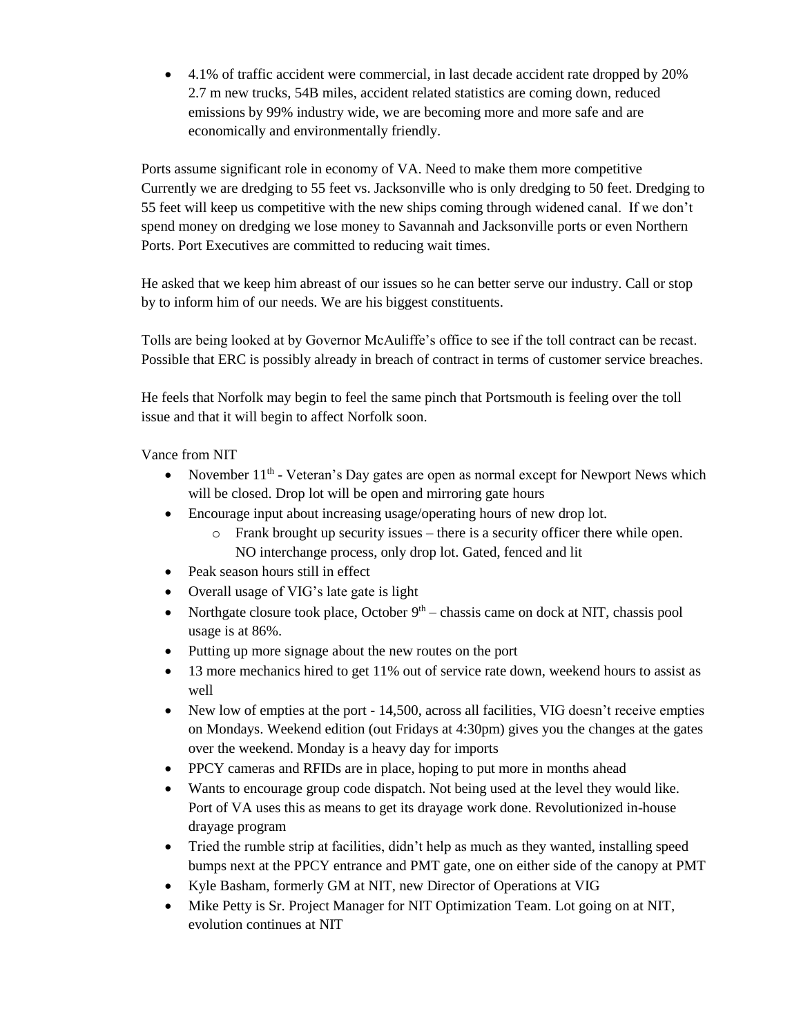- 4.1% of traffic accident were commercial, in last decade accident rate dropped by 20% 2.7 m new trucks, 54B miles, accident related statistics are coming down, reduced emissions by 99% industry wide, we are becoming more and more safe and are economically and environmentally friendly.

Ports assume significant role in economy of VA. Need to make them more competitive Currently we are dredging to 55 feet vs. Jacksonville who is only dredging to 50 feet. Dredging to 55 feet will keep us competitive with the new ships coming through widened canal. If we don't spend money on dredging we lose money to Savannah and Jacksonville ports or even Northern Ports. Port Executives are committed to reducing wait times.

He asked that we keep him abreast of our issues so he can better serve our industry. Call or stop by to inform him of our needs. We are his biggest constituents.

Tolls are being looked at by Governor McAuliffe's office to see if the toll contract can be recast. Possible that ERC is possibly already in breach of contract in terms of customer service breaches.

He feels that Norfolk may begin to feel the same pinch that Portsmouth is feeling over the toll issue and that it will begin to affect Norfolk soon.

Vance from NIT

- November 11th - Veteran's Day gates are open as normal except for Newport News which will be closed. Drop lot will be open and mirroring gate hours
- Encourage input about increasing usage/operating hours of new drop lot.
  - Frank brought up security issues – there is a security officer there while open. NO interchange process, only drop lot. Gated, fenced and lit
- Peak season hours still in effect
- Overall usage of VIG's late gate is light
- Northgate closure took place, October 9th – chassis came on dock at NIT, chassis pool usage is at 86%.
- Putting up more signage about the new routes on the port
- 13 more mechanics hired to get 11% out of service rate down, weekend hours to assist as well
- New low of empties at the port - 14,500, across all facilities, VIG doesn't receive empties on Mondays. Weekend edition (out Fridays at 4:30pm) gives you the changes at the gates over the weekend. Monday is a heavy day for imports
- PPCY cameras and RFIDs are in place, hoping to put more in months ahead
- Wants to encourage group code dispatch. Not being used at the level they would like. Port of VA uses this as means to get its drayage work done. Revolutionized in-house drayage program
- Tried the rumble strip at facilities, didn't help as much as they wanted, installing speed bumps next at the PPCY entrance and PMT gate, one on either side of the canopy at PMT
- Kyle Basham, formerly GM at NIT, new Director of Operations at VIG
- Mike Petty is Sr. Project Manager for NIT Optimization Team. Lot going on at NIT, evolution continues at NIT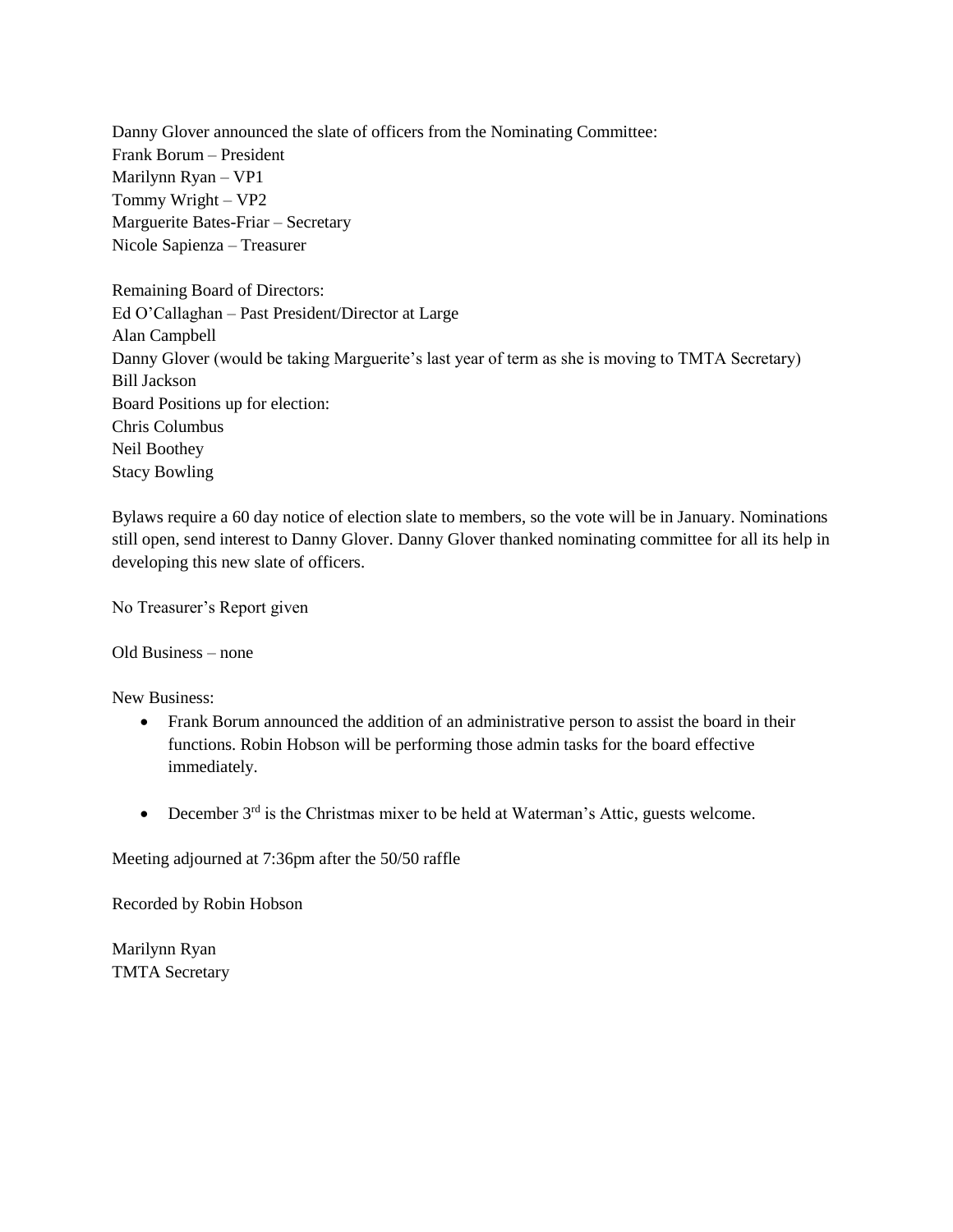Danny Glover announced the slate of officers from the Nominating Committee:
Frank Borum – President
Marilynn Ryan – VP1
Tommy Wright – VP2
Marguerite Bates-Friar – Secretary
Nicole Sapienza – Treasurer

Remaining Board of Directors:
Ed O'Callaghan – Past President/Director at Large
Alan Campbell
Danny Glover (would be taking Marguerite's last year of term as she is moving to TMTA Secretary)
Bill Jackson
Board Positions up for election:
Chris Columbus
Neil Boothey
Stacy Bowling

Bylaws require a 60 day notice of election slate to members, so the vote will be in January. Nominations still open, send interest to Danny Glover. Danny Glover thanked nominating committee for all its help in developing this new slate of officers.

No Treasurer's Report given

Old Business – none

New Business:

- Frank Borum announced the addition of an administrative person to assist the board in their functions. Robin Hobson will be performing those admin tasks for the board effective immediately.

- December 3rd is the Christmas mixer to be held at Waterman's Attic, guests welcome.

Meeting adjourned at 7:36pm after the 50/50 raffle

Recorded by Robin Hobson

Marilynn Ryan
TMTA Secretary